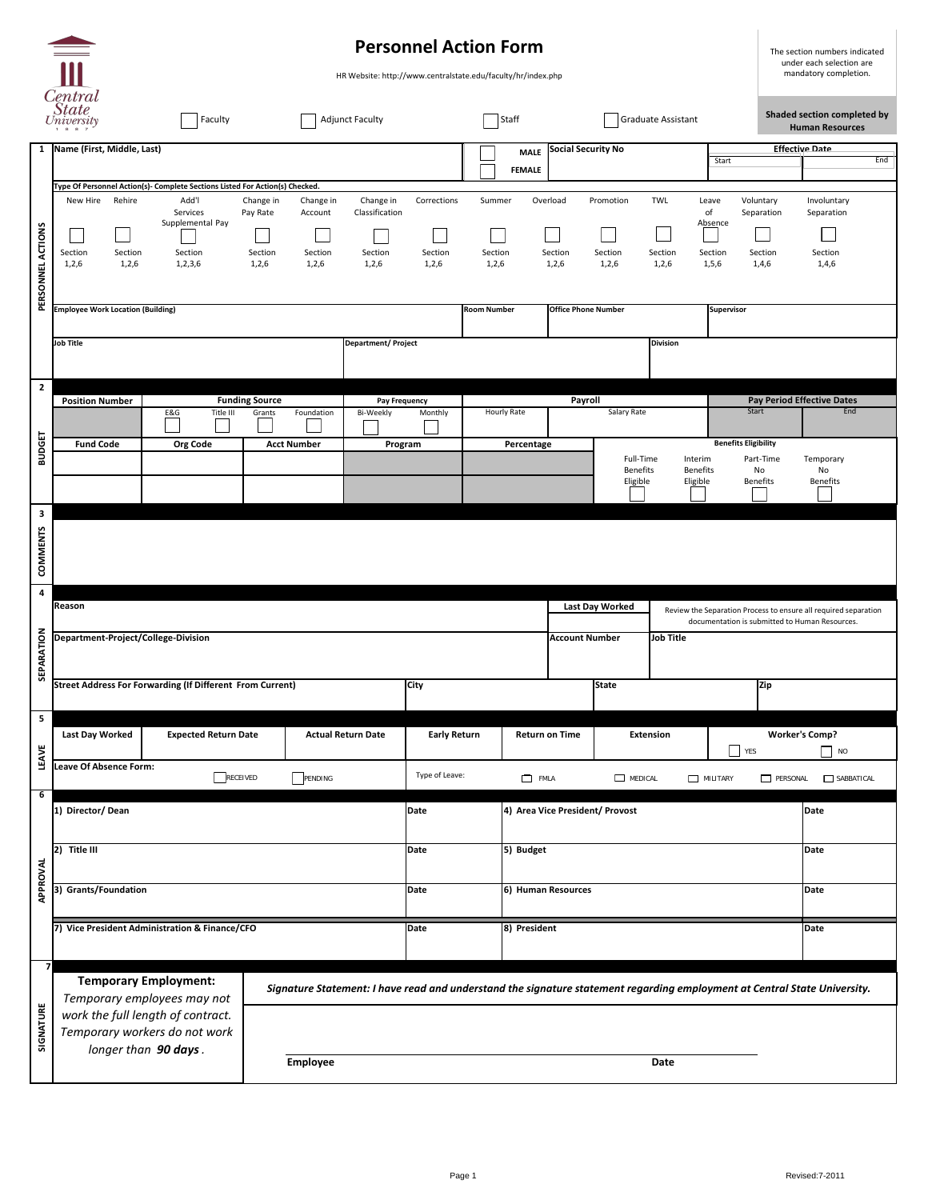# Personnel Action Form

HR Website: http://www.centralstate.edu/faculty/hr/index.php

The section numbers indicated under each selection are mandatory completion.

**Shaded section completed by Human Resources**

Central State University

☐ Faculty ☐ Adjunct Faculty ☐ Staff ☐ Graduate Assistant

## 1 PERSONNEL ACTIONS

| Name (First, Middle, Last) | ☐ MALE ☐ FEMALE | Social Security No | Effective Date Start | End |
|---|---|---|---|---|
| | | | | |

**Type Of Personnel Action(s)- Complete Sections Listed For Action(s) Checked.**

| New Hire | Rehire | Add'l Services Supplemental Pay | Change in Pay Rate | Change in Account | Change in Classification | Corrections | Summer | Overload | Promotion | TWL | Leave of Absence | Voluntary Separation | Involuntary Separation |
|---|---|---|---|---|---|---|---|---|---|---|---|---|---|
| ☐ | ☐ | ☐ | ☐ | ☐ | ☐ | ☐ | ☐ | ☐ | ☐ | ☐ | ☐ | ☐ | ☐ |
| Section 1,2,6 | Section 1,2,6 | Section 1,2,3,6 | Section 1,2,6 | Section 1,2,6 | Section 1,2,6 | Section 1,2,6 | Section 1,2,6 | Section 1,2,6 | Section 1,2,6 | Section 1,2,6 | Section 1,5,6 | Section 1,4,6 | Section 1,4,6 |

| Employee Work Location (Building) | Room Number | Office Phone Number | Supervisor |
|---|---|---|---|
| | | | |

| Job Title | Department/ Project | Division |
|---|---|---|
| | | |

## 2 BUDGET

| Position Number | Funding Source | | | | Pay Frequency | | Payroll | | Pay Period Effective Dates | |
|---|---|---|---|---|---|---|---|---|---|---|
| | E&G ☐ | Title III ☐ | Grants ☐ | Foundation ☐ | Bi-Weekly ☐ | Monthly ☐ | Hourly Rate | Salary Rate | Start | End |

| Fund Code | Org Code | Acct Number | Program | Percentage | Benefits Eligibility | | | |
|---|---|---|---|---|---|---|---|---|
| | | | | | Full-Time Benefits Eligible ☐ | Interim Benefits Eligible ☐ | Part-Time No Benefits ☐ | Temporary No Benefits ☐ |
| | | | | | | | | |

## 3 COMMENTS

## 4 SEPARATION

| Reason | Last Day Worked | Review the Separation Process to ensure all required separation documentation is submitted to Human Resources. |
|---|---|---|
| | | |

| Department-Project/College-Division | Account Number | Job Title |
|---|---|---|
| | | |

| Street Address For Forwarding (If Different From Current) | City | State | Zip |
|---|---|---|---|
| | | | |

## 5 LEAVE

| Last Day Worked | Expected Return Date | Actual Return Date | Early Return | Return on Time | Extension | Worker's Comp? |
|---|---|---|---|---|---|---|
| | | | | | | ☐ YES ☐ NO |

Leave Of Absence Form: ☐ RECEIVED ☐ PENDING

Type of Leave: ☐ FMLA ☐ MEDICAL ☐ MILITARY ☐ PERSONAL ☐ SABBATICAL

## 6 APPROVAL

| | Date | | Date |
|---|---|---|---|
| 1) Director/ Dean | | 4) Area Vice President/ Provost | |
| 2) Title III | | 5) Budget | |
| 3) Grants/Foundation | | 6) Human Resources | |
| 7) Vice President Administration & Finance/CFO | | 8) President | |

## 7 SIGNATURE

**Temporary Employment:**

*Temporary employees may not work the full length of contract. Temporary workers do not work longer than* ***90 days****.*

***Signature Statement: I have read and understand the signature statement regarding employment at Central State University.***

**Employee** **Date**

Revised:7-2011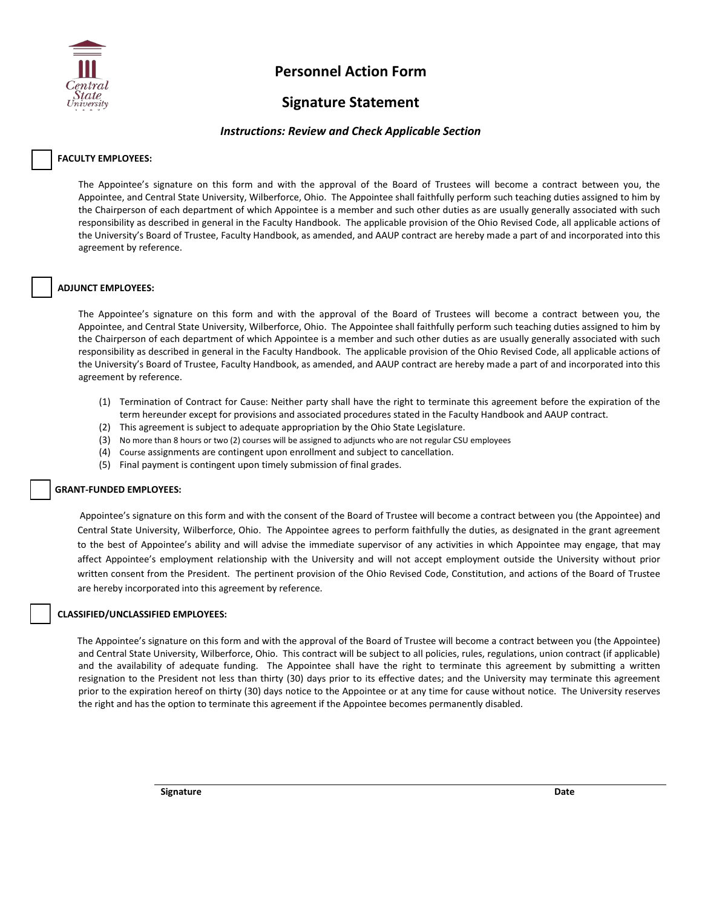# Personnel Action Form

## Signature Statement

***Instructions: Review and Check Applicable Section***

☐ **FACULTY EMPLOYEES:**

The Appointee's signature on this form and with the approval of the Board of Trustees will become a contract between you, the Appointee, and Central State University, Wilberforce, Ohio. The Appointee shall faithfully perform such teaching duties assigned to him by the Chairperson of each department of which Appointee is a member and such other duties as are usually generally associated with such responsibility as described in general in the Faculty Handbook. The applicable provision of the Ohio Revised Code, all applicable actions of the University's Board of Trustee, Faculty Handbook, as amended, and AAUP contract are hereby made a part of and incorporated into this agreement by reference.

☐ **ADJUNCT EMPLOYEES:**

The Appointee's signature on this form and with the approval of the Board of Trustees will become a contract between you, the Appointee, and Central State University, Wilberforce, Ohio. The Appointee shall faithfully perform such teaching duties assigned to him by the Chairperson of each department of which Appointee is a member and such other duties as are usually generally associated with such responsibility as described in general in the Faculty Handbook. The applicable provision of the Ohio Revised Code, all applicable actions of the University's Board of Trustee, Faculty Handbook, as amended, and AAUP contract are hereby made a part of and incorporated into this agreement by reference.

(1) Termination of Contract for Cause: Neither party shall have the right to terminate this agreement before the expiration of the term hereunder except for provisions and associated procedures stated in the Faculty Handbook and AAUP contract.
(2) This agreement is subject to adequate appropriation by the Ohio State Legislature.
(3) No more than 8 hours or two (2) courses will be assigned to adjuncts who are not regular CSU employees
(4) Course assignments are contingent upon enrollment and subject to cancellation.
(5) Final payment is contingent upon timely submission of final grades.

☐ **GRANT-FUNDED EMPLOYEES:**

Appointee's signature on this form and with the consent of the Board of Trustee will become a contract between you (the Appointee) and Central State University, Wilberforce, Ohio. The Appointee agrees to perform faithfully the duties, as designated in the grant agreement to the best of Appointee's ability and will advise the immediate supervisor of any activities in which Appointee may engage, that may affect Appointee's employment relationship with the University and will not accept employment outside the University without prior written consent from the President. The pertinent provision of the Ohio Revised Code, Constitution, and actions of the Board of Trustee are hereby incorporated into this agreement by reference.

☐ **CLASSIFIED/UNCLASSIFIED EMPLOYEES:**

The Appointee's signature on this form and with the approval of the Board of Trustee will become a contract between you (the Appointee) and Central State University, Wilberforce, Ohio. This contract will be subject to all policies, rules, regulations, union contract (if applicable) and the availability of adequate funding. The Appointee shall have the right to terminate this agreement by submitting a written resignation to the President not less than thirty (30) days prior to its effective dates; and the University may terminate this agreement prior to the expiration hereof on thirty (30) days notice to the Appointee or at any time for cause without notice. The University reserves the right and has the option to terminate this agreement if the Appointee becomes permanently disabled.

**Signature** **Date**